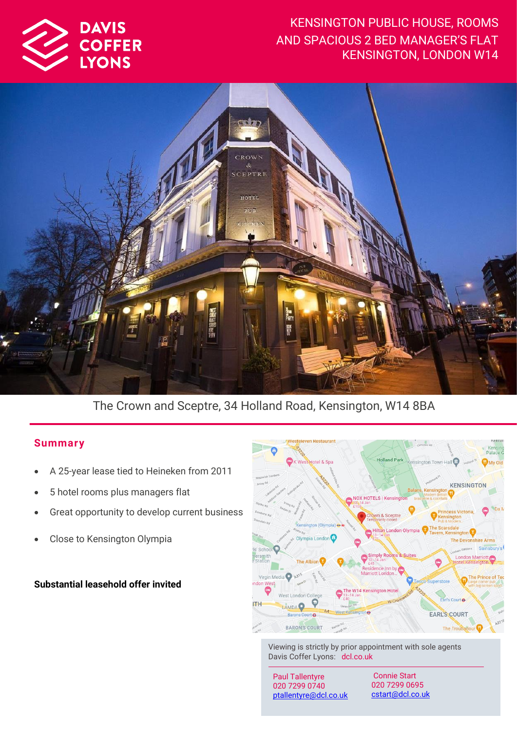DAVIS COFFER LYONS

# KENSINGTON PUBLIC HOUSE, ROOMS AND SPACIOUS 2 BED MANAGER'S FLAT KENSINGTON, LONDON W14

The Crown and Sceptre, 34 Holland Road, Kensington, W14 8BA

## Summary

- A 25-year lease tied to Heineken from 2011
- 5 hotel rooms plus managers flat
- Great opportunity to develop current business
- Close to Kensington Olympia

**Substantial leasehold offer invited**

Viewing is strictly by prior appointment with sole agents Davis Coffer Lyons: dcl.co.uk

Paul Tallentyre
020 7299 0740
ptallentyre@dcl.co.uk

Connie Start
020 7299 0695
cstart@dcl.co.uk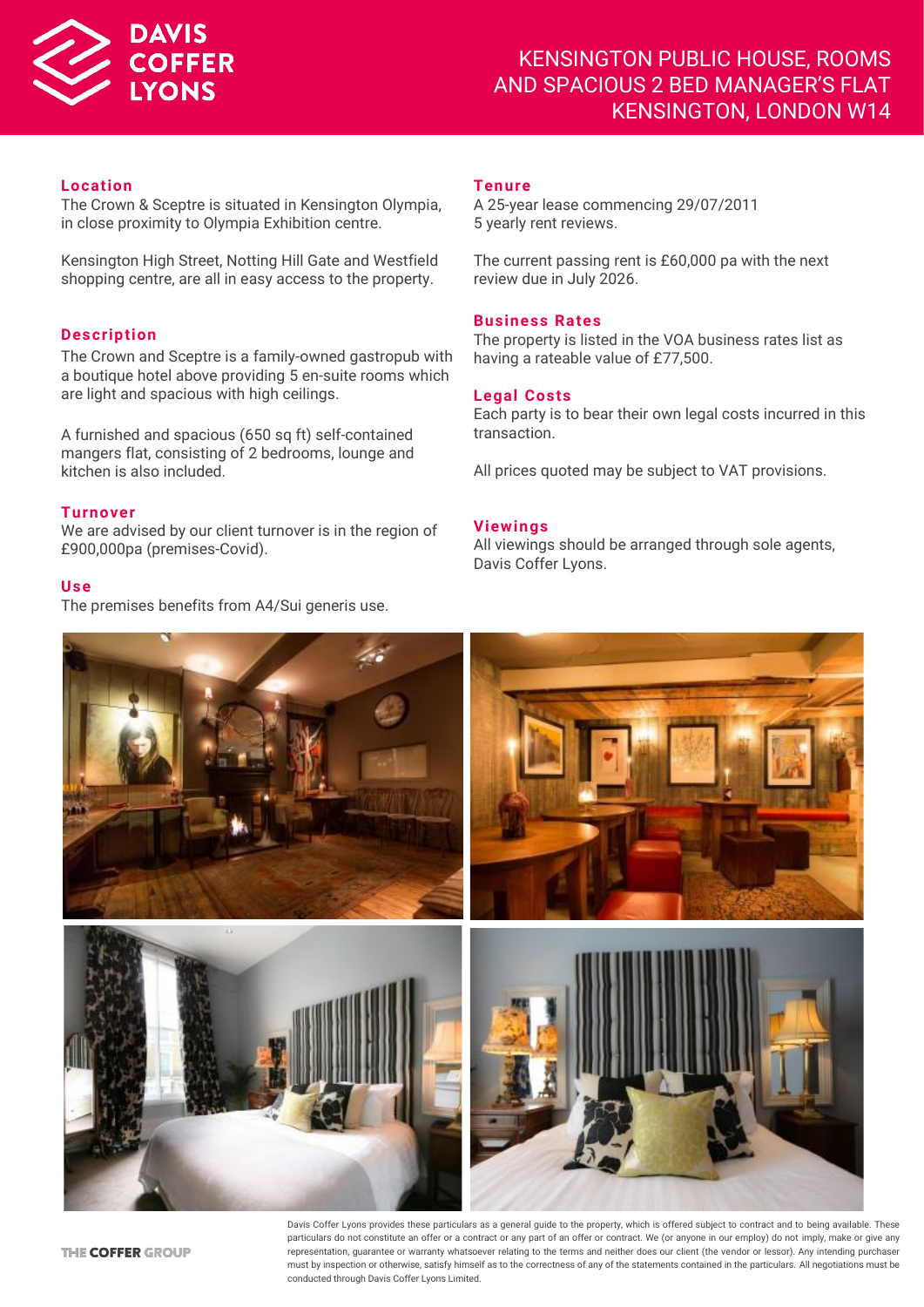# KENSINGTON PUBLIC HOUSE, ROOMS AND SPACIOUS 2 BED MANAGER'S FLAT KENSINGTON, LONDON W14

## Location

The Crown & Sceptre is situated in Kensington Olympia, in close proximity to Olympia Exhibition centre.

Kensington High Street, Notting Hill Gate and Westfield shopping centre, are all in easy access to the property.

## Description

The Crown and Sceptre is a family-owned gastropub with a boutique hotel above providing 5 en-suite rooms which are light and spacious with high ceilings.

A furnished and spacious (650 sq ft) self-contained mangers flat, consisting of 2 bedrooms, lounge and kitchen is also included.

## Turnover

We are advised by our client turnover is in the region of £900,000pa (premises-Covid).

## Use

The premises benefits from A4/Sui generis use.

## Tenure

A 25-year lease commencing 29/07/2011
5 yearly rent reviews.

The current passing rent is £60,000 pa with the next review due in July 2026.

## Business Rates

The property is listed in the VOA business rates list as having a rateable value of £77,500.

## Legal Costs

Each party is to bear their own legal costs incurred in this transaction.

All prices quoted may be subject to VAT provisions.

## Viewings

All viewings should be arranged through sole agents, Davis Coffer Lyons.

Davis Coffer Lyons provides these particulars as a general guide to the property, which is offered subject to contract and to being available. These particulars do not constitute an offer or a contract or any part of an offer or contract. We (or anyone in our employ) do not imply, make or give any representation, guarantee or warranty whatsoever relating to the terms and neither does our client (the vendor or lessor). Any intending purchaser must by inspection or otherwise, satisfy himself as to the correctness of any of the statements contained in the particulars. All negotiations must be conducted through Davis Coffer Lyons Limited.